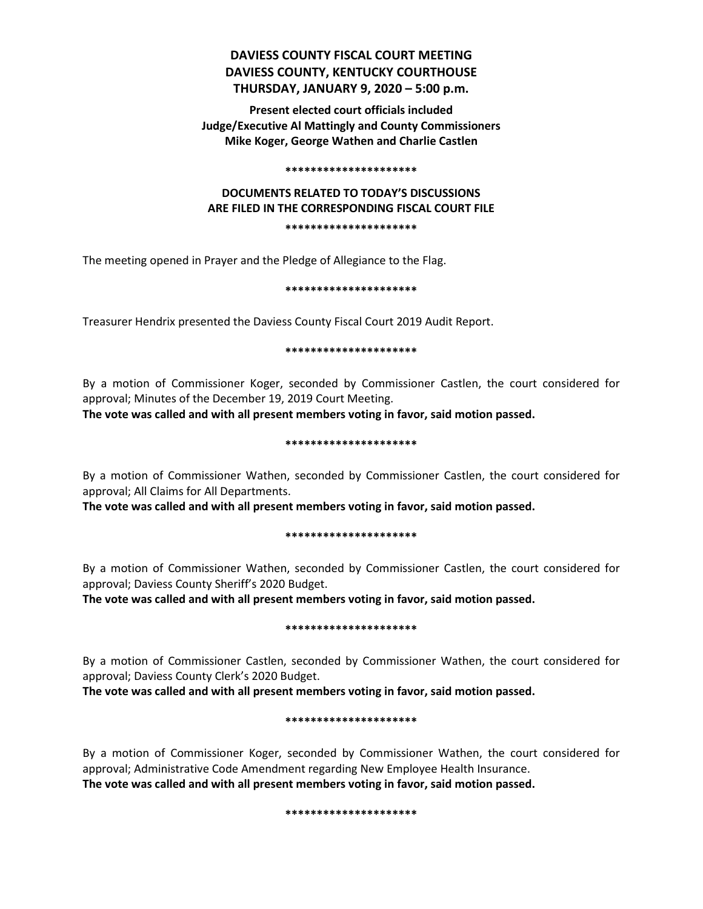# DAVIESS COUNTY FISCAL COURT MEETING
# DAVIESS COUNTY, KENTUCKY COURTHOUSE
# THURSDAY, JANUARY 9, 2020 – 5:00 p.m.

**Present elected court officials included**
**Judge/Executive Al Mattingly and County Commissioners**
**Mike Koger, George Wathen and Charlie Castlen**

*********************

**DOCUMENTS RELATED TO TODAY'S DISCUSSIONS**
**ARE FILED IN THE CORRESPONDING FISCAL COURT FILE**

*********************

The meeting opened in Prayer and the Pledge of Allegiance to the Flag.

*********************

Treasurer Hendrix presented the Daviess County Fiscal Court 2019 Audit Report.

*********************

By a motion of Commissioner Koger, seconded by Commissioner Castlen, the court considered for approval; Minutes of the December 19, 2019 Court Meeting.
**The vote was called and with all present members voting in favor, said motion passed.**

*********************

By a motion of Commissioner Wathen, seconded by Commissioner Castlen, the court considered for approval; All Claims for All Departments.
**The vote was called and with all present members voting in favor, said motion passed.**

*********************

By a motion of Commissioner Wathen, seconded by Commissioner Castlen, the court considered for approval; Daviess County Sheriff's 2020 Budget.
**The vote was called and with all present members voting in favor, said motion passed.**

*********************

By a motion of Commissioner Castlen, seconded by Commissioner Wathen, the court considered for approval; Daviess County Clerk's 2020 Budget.
**The vote was called and with all present members voting in favor, said motion passed.**

*********************

By a motion of Commissioner Koger, seconded by Commissioner Wathen, the court considered for approval; Administrative Code Amendment regarding New Employee Health Insurance.
**The vote was called and with all present members voting in favor, said motion passed.**

*********************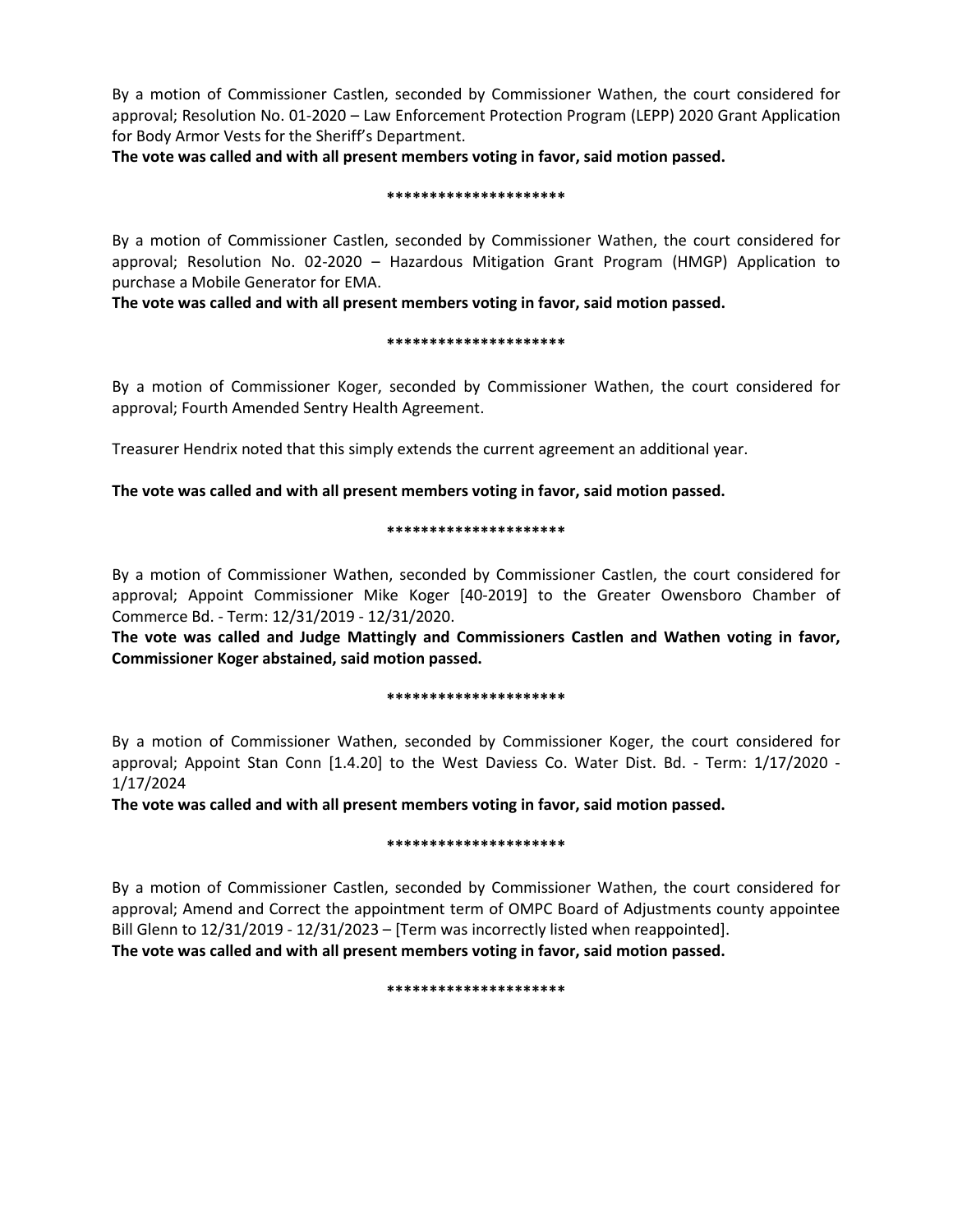By a motion of Commissioner Castlen, seconded by Commissioner Wathen, the court considered for approval; Resolution No. 01-2020 – Law Enforcement Protection Program (LEPP) 2020 Grant Application for Body Armor Vests for the Sheriff's Department.

**The vote was called and with all present members voting in favor, said motion passed.**

*********************

By a motion of Commissioner Castlen, seconded by Commissioner Wathen, the court considered for approval; Resolution No. 02-2020 – Hazardous Mitigation Grant Program (HMGP) Application to purchase a Mobile Generator for EMA.

**The vote was called and with all present members voting in favor, said motion passed.**

*********************

By a motion of Commissioner Koger, seconded by Commissioner Wathen, the court considered for approval; Fourth Amended Sentry Health Agreement.

Treasurer Hendrix noted that this simply extends the current agreement an additional year.

**The vote was called and with all present members voting in favor, said motion passed.**

*********************

By a motion of Commissioner Wathen, seconded by Commissioner Castlen, the court considered for approval; Appoint Commissioner Mike Koger [40-2019] to the Greater Owensboro Chamber of Commerce Bd. - Term: 12/31/2019 - 12/31/2020.

**The vote was called and Judge Mattingly and Commissioners Castlen and Wathen voting in favor, Commissioner Koger abstained, said motion passed.**

*********************

By a motion of Commissioner Wathen, seconded by Commissioner Koger, the court considered for approval; Appoint Stan Conn [1.4.20] to the West Daviess Co. Water Dist. Bd. - Term: 1/17/2020 - 1/17/2024

**The vote was called and with all present members voting in favor, said motion passed.**

*********************

By a motion of Commissioner Castlen, seconded by Commissioner Wathen, the court considered for approval; Amend and Correct the appointment term of OMPC Board of Adjustments county appointee Bill Glenn to 12/31/2019 - 12/31/2023 – [Term was incorrectly listed when reappointed].

**The vote was called and with all present members voting in favor, said motion passed.**

*********************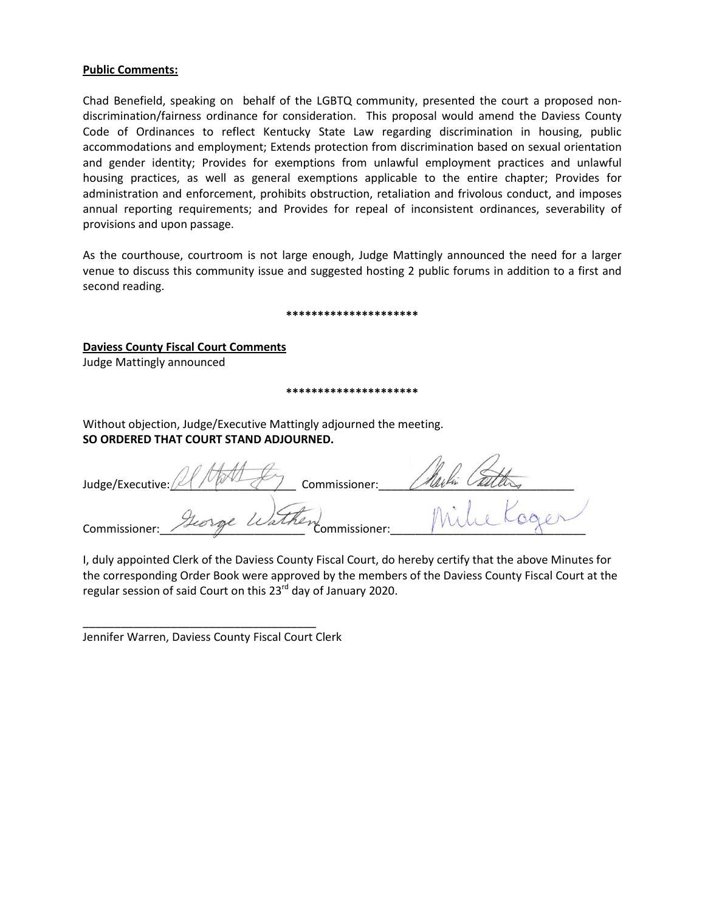**Public Comments:**

Chad Benefield, speaking on behalf of the LGBTQ community, presented the court a proposed non-discrimination/fairness ordinance for consideration. This proposal would amend the Daviess County Code of Ordinances to reflect Kentucky State Law regarding discrimination in housing, public accommodations and employment; Extends protection from discrimination based on sexual orientation and gender identity; Provides for exemptions from unlawful employment practices and unlawful housing practices, as well as general exemptions applicable to the entire chapter; Provides for administration and enforcement, prohibits obstruction, retaliation and frivolous conduct, and imposes annual reporting requirements; and Provides for repeal of inconsistent ordinances, severability of provisions and upon passage.

As the courthouse, courtroom is not large enough, Judge Mattingly announced the need for a larger venue to discuss this community issue and suggested hosting 2 public forums in addition to a first and second reading.

*********************

**Daviess County Fiscal Court Comments**

Judge Mattingly announced

*********************

Without objection, Judge/Executive Mattingly adjourned the meeting.

**SO ORDERED THAT COURT STAND ADJOURNED.**

Judge/Executive:\_\_\_\_\_\_\_\_\_\_\_\_\_\_\_\_ Commissioner:\_\_\_\_\_\_\_\_\_\_\_\_\_\_\_\_

Commissioner: George Wathen Commissioner: Mike Koger

I, duly appointed Clerk of the Daviess County Fiscal Court, do hereby certify that the above Minutes for the corresponding Order Book were approved by the members of the Daviess County Fiscal Court at the regular session of said Court on this 23rd day of January 2020.

\_\_\_\_\_\_\_\_\_\_\_\_\_\_\_\_\_\_\_\_\_\_\_\_\_\_\_\_\_\_\_\_\_\_\_\_

Jennifer Warren, Daviess County Fiscal Court Clerk